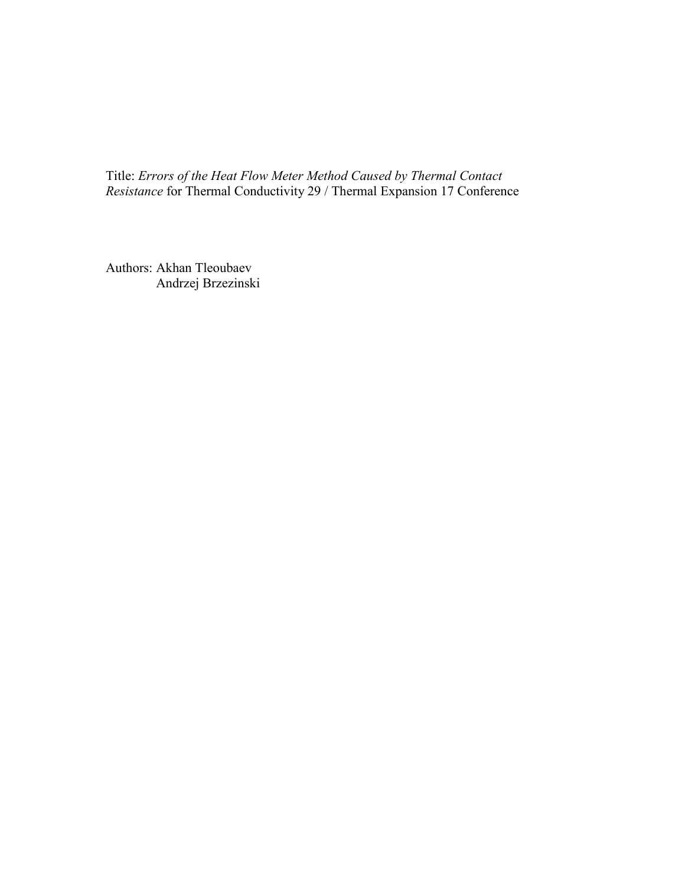Title: *Errors of the Heat Flow Meter Method Caused by Thermal Contact Resistance* for Thermal Conductivity 29 / Thermal Expansion 17 Conference

Authors: Akhan Tleoubaev
Andrzej Brzezinski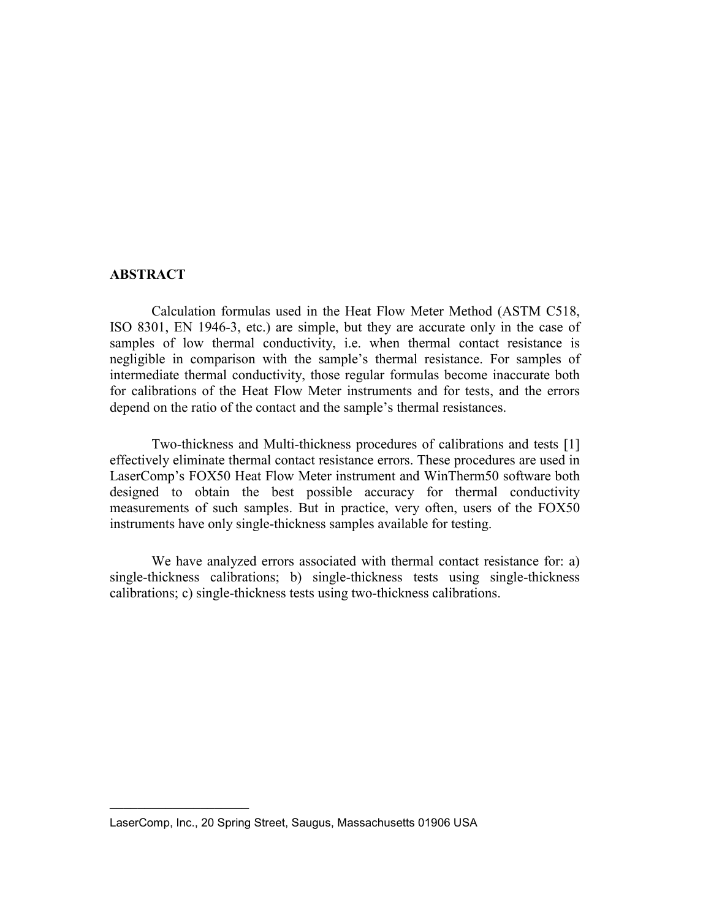## ABSTRACT

Calculation formulas used in the Heat Flow Meter Method (ASTM C518, ISO 8301, EN 1946-3, etc.) are simple, but they are accurate only in the case of samples of low thermal conductivity, i.e. when thermal contact resistance is negligible in comparison with the sample's thermal resistance. For samples of intermediate thermal conductivity, those regular formulas become inaccurate both for calibrations of the Heat Flow Meter instruments and for tests, and the errors depend on the ratio of the contact and the sample's thermal resistances.

Two-thickness and Multi-thickness procedures of calibrations and tests [1] effectively eliminate thermal contact resistance errors. These procedures are used in LaserComp's FOX50 Heat Flow Meter instrument and WinTherm50 software both designed to obtain the best possible accuracy for thermal conductivity measurements of such samples. But in practice, very often, users of the FOX50 instruments have only single-thickness samples available for testing.

We have analyzed errors associated with thermal contact resistance for: a) single-thickness calibrations; b) single-thickness tests using single-thickness calibrations; c) single-thickness tests using two-thickness calibrations.

---

LaserComp, Inc., 20 Spring Street, Saugus, Massachusetts 01906 USA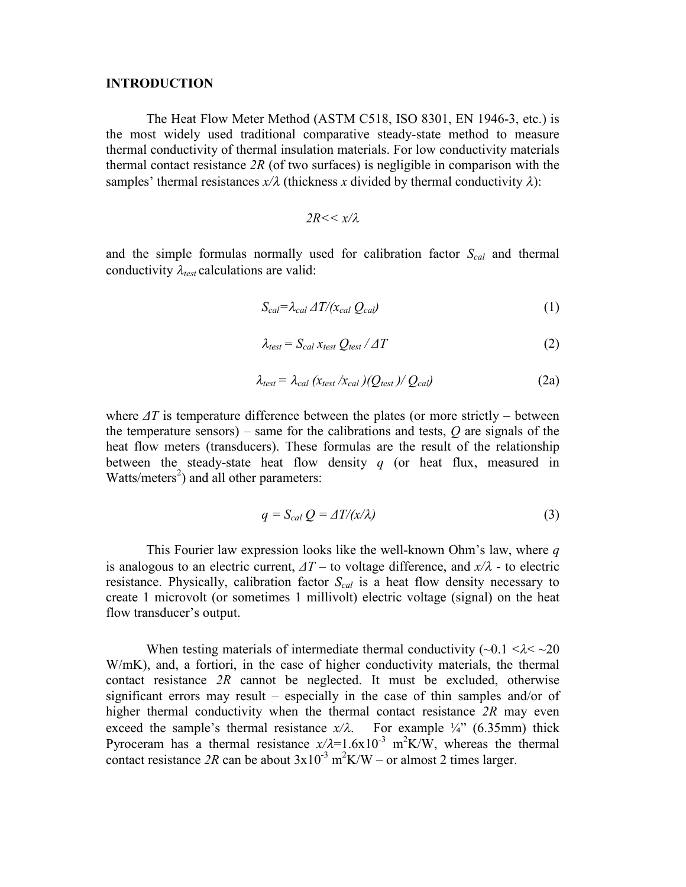## INTRODUCTION

The Heat Flow Meter Method (ASTM C518, ISO 8301, EN 1946-3, etc.) is the most widely used traditional comparative steady-state method to measure thermal conductivity of thermal insulation materials. For low conductivity materials thermal contact resistance $2R$ (of two surfaces) is negligible in comparison with the samples' thermal resistances $x/\lambda$ (thickness $x$ divided by thermal conductivity $\lambda$):

$$2R << x/\lambda$$

and the simple formulas normally used for calibration factor $S_{cal}$ and thermal conductivity $\lambda_{test}$ calculations are valid:

$$S_{cal} = \lambda_{cal}\,\Delta T/(x_{cal}\,Q_{cal}) \tag{1}$$

$$\lambda_{test} = S_{cal}\,x_{test}\,Q_{test}\,/\,\Delta T \tag{2}$$

$$\lambda_{test} = \lambda_{cal}\,(x_{test}/x_{cal})(Q_{test})/\,Q_{cal}) \tag{2a}$$

where $\Delta T$ is temperature difference between the plates (or more strictly – between the temperature sensors) – same for the calibrations and tests, $Q$ are signals of the heat flow meters (transducers). These formulas are the result of the relationship between the steady-state heat flow density $q$ (or heat flux, measured in Watts/meters$^2$) and all other parameters:

$$q = S_{cal}\,Q = \Delta T/(x/\lambda) \tag{3}$$

This Fourier law expression looks like the well-known Ohm's law, where $q$ is analogous to an electric current, $\Delta T$ – to voltage difference, and $x/\lambda$ - to electric resistance. Physically, calibration factor $S_{cal}$ is a heat flow density necessary to create 1 microvolt (or sometimes 1 millivolt) electric voltage (signal) on the heat flow transducer's output.

When testing materials of intermediate thermal conductivity ($\sim 0.1 < \lambda < \sim 20$ W/mK), and, a fortiori, in the case of higher conductivity materials, the thermal contact resistance $2R$ cannot be neglected. It must be excluded, otherwise significant errors may result – especially in the case of thin samples and/or of higher thermal conductivity when the thermal contact resistance $2R$ may even exceed the sample's thermal resistance $x/\lambda$. For example ¼" (6.35mm) thick Pyroceram has a thermal resistance $x/\lambda = 1.6 \times 10^{-3}$ m$^2$K/W, whereas the thermal contact resistance $2R$ can be about $3 \times 10^{-3}$ m$^2$K/W – or almost 2 times larger.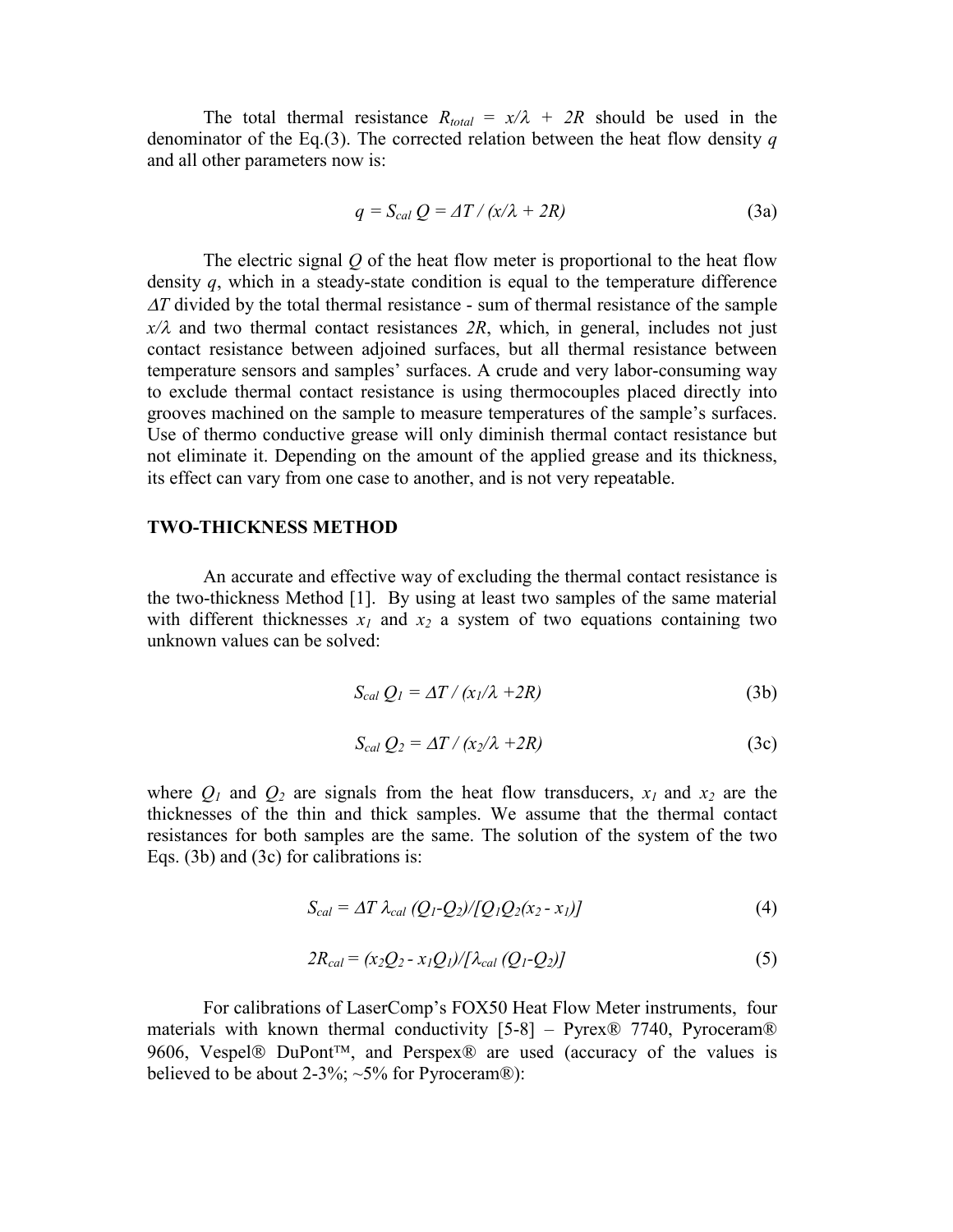The total thermal resistance $R_{total} = x/\lambda + 2R$ should be used in the denominator of the Eq.(3). The corrected relation between the heat flow density $q$ and all other parameters now is:

$$q = S_{cal}\, Q = \Delta T / (x/\lambda + 2R) \tag{3a}$$

The electric signal $Q$ of the heat flow meter is proportional to the heat flow density $q$, which in a steady-state condition is equal to the temperature difference $\Delta T$ divided by the total thermal resistance - sum of thermal resistance of the sample $x/\lambda$ and two thermal contact resistances $2R$, which, in general, includes not just contact resistance between adjoined surfaces, but all thermal resistance between temperature sensors and samples' surfaces. A crude and very labor-consuming way to exclude thermal contact resistance is using thermocouples placed directly into grooves machined on the sample to measure temperatures of the sample's surfaces. Use of thermo conductive grease will only diminish thermal contact resistance but not eliminate it. Depending on the amount of the applied grease and its thickness, its effect can vary from one case to another, and is not very repeatable.

## TWO-THICKNESS METHOD

An accurate and effective way of excluding the thermal contact resistance is the two-thickness Method [1]. By using at least two samples of the same material with different thicknesses $x_1$ and $x_2$ a system of two equations containing two unknown values can be solved:

$$S_{cal}\, Q_1 = \Delta T / (x_1/\lambda + 2R) \tag{3b}$$

$$S_{cal}\, Q_2 = \Delta T / (x_2/\lambda + 2R) \tag{3c}$$

where $Q_1$ and $Q_2$ are signals from the heat flow transducers, $x_1$ and $x_2$ are the thicknesses of the thin and thick samples. We assume that the thermal contact resistances for both samples are the same. The solution of the system of the two Eqs. (3b) and (3c) for calibrations is:

$$S_{cal} = \Delta T\, \lambda_{cal}\, (Q_1 - Q_2)/[Q_1 Q_2 (x_2 - x_1)] \tag{4}$$

$$2R_{cal} = (x_2 Q_2 - x_1 Q_1)/[\lambda_{cal}\, (Q_1 - Q_2)] \tag{5}$$

For calibrations of LaserComp's FOX50 Heat Flow Meter instruments, four materials with known thermal conductivity [5-8] – Pyrex® 7740, Pyroceram® 9606, Vespel® DuPont™, and Perspex® are used (accuracy of the values is believed to be about 2-3%; ~5% for Pyroceram®):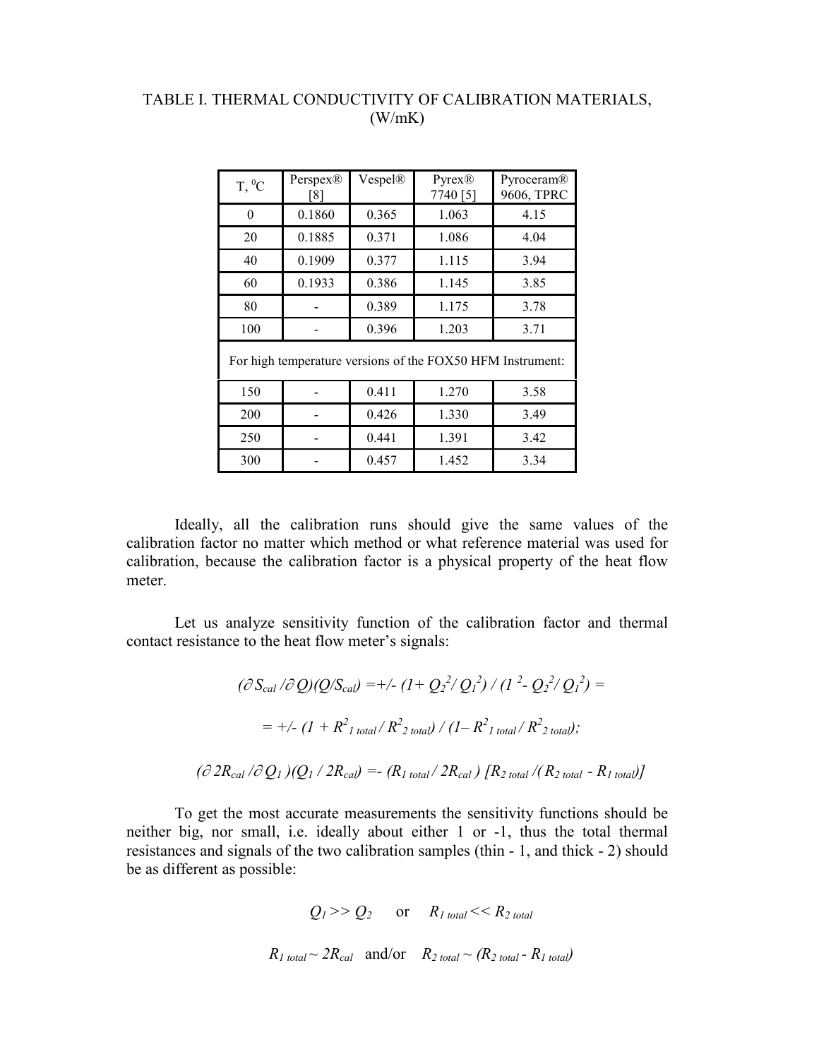TABLE I. THERMAL CONDUCTIVITY OF CALIBRATION MATERIALS, (W/mK)

| T, $^0$C | Perspex® [8] | Vespel® | Pyrex® 7740 [5] | Pyroceram® 9606, TPRC |
|---|---|---|---|---|
| 0 | 0.1860 | 0.365 | 1.063 | 4.15 |
| 20 | 0.1885 | 0.371 | 1.086 | 4.04 |
| 40 | 0.1909 | 0.377 | 1.115 | 3.94 |
| 60 | 0.1933 | 0.386 | 1.145 | 3.85 |
| 80 | - | 0.389 | 1.175 | 3.78 |
| 100 | - | 0.396 | 1.203 | 3.71 |
| For high temperature versions of the FOX50 HFM Instrument: | | | | |
| 150 | - | 0.411 | 1.270 | 3.58 |
| 200 | - | 0.426 | 1.330 | 3.49 |
| 250 | - | 0.441 | 1.391 | 3.42 |
| 300 | - | 0.457 | 1.452 | 3.34 |

Ideally, all the calibration runs should give the same values of the calibration factor no matter which method or what reference material was used for calibration, because the calibration factor is a physical property of the heat flow meter.

Let us analyze sensitivity function of the calibration factor and thermal contact resistance to the heat flow meter's signals:

$$(\partial S_{cal} / \partial Q)(Q/S_{cal}) = +/- (1 + Q_2^2 / Q_1^2) / (1^2 - Q_2^2 / Q_1^2) =$$

$$= +/- (1 + R^2_{1\,total} / R^2_{2\,total}) / (1 - R^2_{1\,total} / R^2_{2\,total});$$

$$(\partial 2R_{cal} / \partial Q_1)(Q_1 / 2R_{cal}) = -(R_{1\,total} / 2R_{cal})\,[R_{2\,total} / (R_{2\,total} - R_{1\,total})]$$

To get the most accurate measurements the sensitivity functions should be neither big, nor small, i.e. ideally about either 1 or -1, thus the total thermal resistances and signals of the two calibration samples (thin - 1, and thick - 2) should be as different as possible:

$$Q_1 >> Q_2 \quad \text{or} \quad R_{1\,total} << R_{2\,total}$$

$$R_{1\,total} \sim 2R_{cal} \quad \text{and/or} \quad R_{2\,total} \sim (R_{2\,total} - R_{1\,total})$$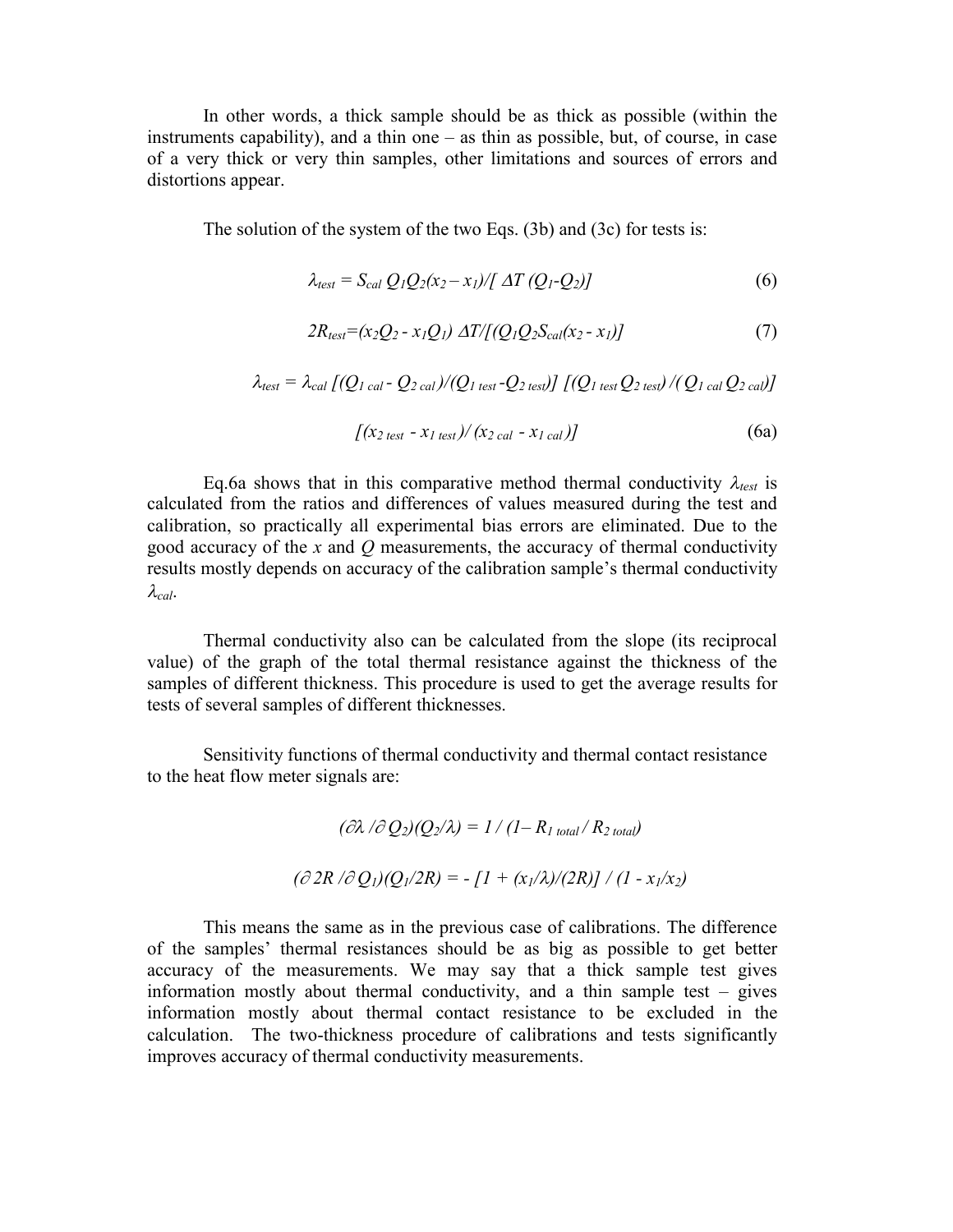In other words, a thick sample should be as thick as possible (within the instruments capability), and a thin one – as thin as possible, but, of course, in case of a very thick or very thin samples, other limitations and sources of errors and distortions appear.

The solution of the system of the two Eqs. (3b) and (3c) for tests is:

$$\lambda_{test} = S_{cal}\, Q_1 Q_2 (x_2 - x_1) / [\, \Delta T\, (Q_1 - Q_2)] \tag{6}$$

$$2R_{test} = (x_2 Q_2 - x_1 Q_1)\, \Delta T / [(Q_1 Q_2 S_{cal} (x_2 - x_1)] \tag{7}$$

$$\lambda_{test} = \lambda_{cal}\, [(Q_{1\,cal} - Q_{2\,cal})/(Q_{1\,test} - Q_{2\,test})]\, [(Q_{1\,test}\, Q_{2\,test}) / (Q_{1\,cal}\, Q_{2\,cal})]$$

$$[(x_{2\,test} - x_{1\,test}) / (x_{2\,cal} - x_{1\,cal})] \tag{6a}$$

Eq.6a shows that in this comparative method thermal conductivity $\lambda_{test}$ is calculated from the ratios and differences of values measured during the test and calibration, so practically all experimental bias errors are eliminated. Due to the good accuracy of the $x$ and $Q$ measurements, the accuracy of thermal conductivity results mostly depends on accuracy of the calibration sample's thermal conductivity $\lambda_{cal}$.

Thermal conductivity also can be calculated from the slope (its reciprocal value) of the graph of the total thermal resistance against the thickness of the samples of different thickness. This procedure is used to get the average results for tests of several samples of different thicknesses.

Sensitivity functions of thermal conductivity and thermal contact resistance to the heat flow meter signals are:

$$(\partial \lambda / \partial Q_2)(Q_2/\lambda) = 1 / (1 - R_{1\,total} / R_{2\,total})$$

$$(\partial\, 2R / \partial Q_1)(Q_1/2R) = -\, [1 + (x_1/\lambda)/(2R)] / (1 - x_1/x_2)$$

This means the same as in the previous case of calibrations. The difference of the samples' thermal resistances should be as big as possible to get better accuracy of the measurements. We may say that a thick sample test gives information mostly about thermal conductivity, and a thin sample test – gives information mostly about thermal contact resistance to be excluded in the calculation. The two-thickness procedure of calibrations and tests significantly improves accuracy of thermal conductivity measurements.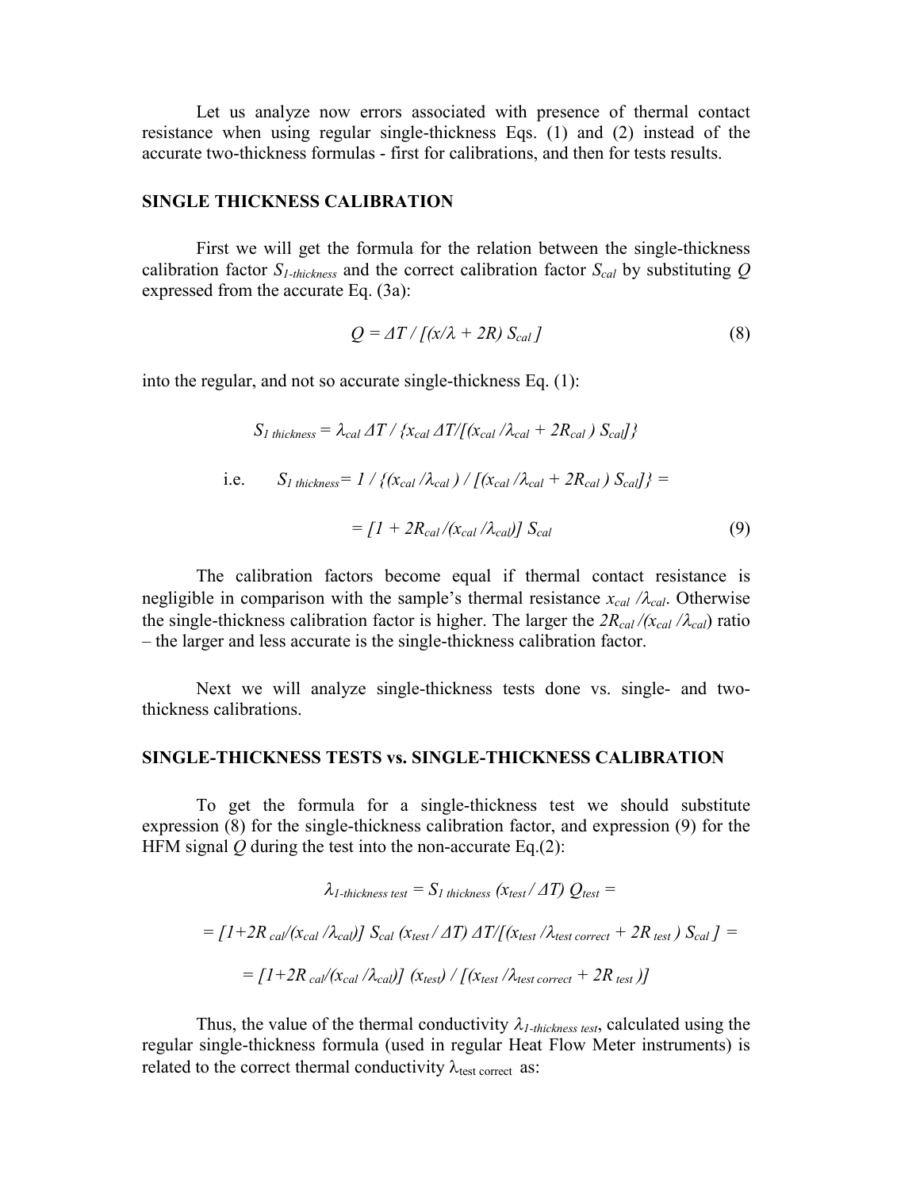Let us analyze now errors associated with presence of thermal contact resistance when using regular single-thickness Eqs. (1) and (2) instead of the accurate two-thickness formulas - first for calibrations, and then for tests results.

## SINGLE THICKNESS CALIBRATION

First we will get the formula for the relation between the single-thickness calibration factor $S_{1\text{-}thickness}$ and the correct calibration factor $S_{cal}$ by substituting $Q$ expressed from the accurate Eq. (3a):

$$Q = \Delta T / [(x/\lambda + 2R)\, S_{cal}] \tag{8}$$

into the regular, and not so accurate single-thickness Eq. (1):

$$S_{1\ thickness} = \lambda_{cal}\, \Delta T / \{x_{cal}\, \Delta T / [(x_{cal} / \lambda_{cal} + 2R_{cal})\, S_{cal}]\}$$

i.e. $$S_{1\ thickness} = 1 / \{(x_{cal} / \lambda_{cal}) / [(x_{cal} / \lambda_{cal} + 2R_{cal})\, S_{cal}]\} =$$

$$= [1 + 2R_{cal} / (x_{cal} / \lambda_{cal})]\, S_{cal} \tag{9}$$

The calibration factors become equal if thermal contact resistance is negligible in comparison with the sample's thermal resistance $x_{cal} / \lambda_{cal}$. Otherwise the single-thickness calibration factor is higher. The larger the $2R_{cal} / (x_{cal} / \lambda_{cal})$ ratio – the larger and less accurate is the single-thickness calibration factor.

Next we will analyze single-thickness tests done vs. single- and two-thickness calibrations.

## SINGLE-THICKNESS TESTS vs. SINGLE-THICKNESS CALIBRATION

To get the formula for a single-thickness test we should substitute expression (8) for the single-thickness calibration factor, and expression (9) for the HFM signal $Q$ during the test into the non-accurate Eq.(2):

$$\lambda_{1\text{-}thickness\ test} = S_{1\ thickness}\, (x_{test} / \Delta T)\, Q_{test} =$$

$$= [1 + 2R_{cal} / (x_{cal} / \lambda_{cal})]\, S_{cal}\, (x_{test} / \Delta T)\, \Delta T / [(x_{test} / \lambda_{test\ correct} + 2R_{test})\, S_{cal}] =$$

$$= [1 + 2R_{cal} / (x_{cal} / \lambda_{cal})]\, (x_{test}) / [(x_{test} / \lambda_{test\ correct} + 2R_{test})]$$

Thus, the value of the thermal conductivity $\lambda_{1\text{-}thickness\ test}$, calculated using the regular single-thickness formula (used in regular Heat Flow Meter instruments) is related to the correct thermal conductivity $\lambda_{test\ correct}$ as: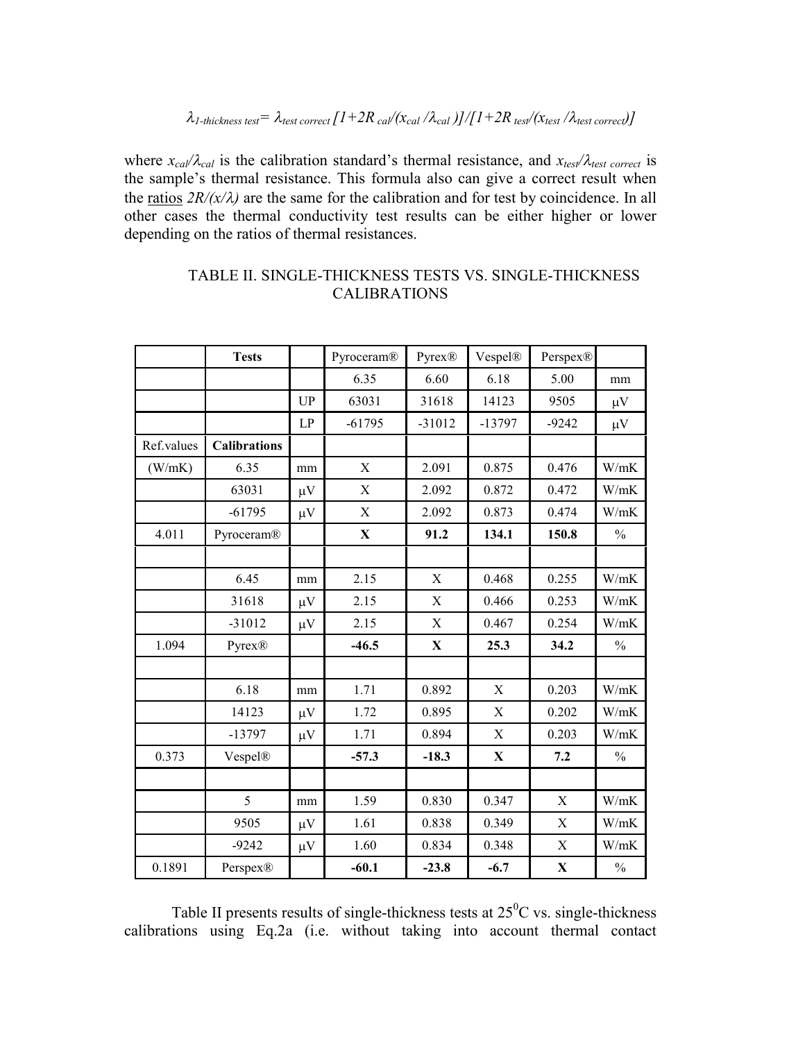$$\lambda_{1\text{-thickness test}} = \lambda_{test\ correct}\,[1+2R_{cal}/(x_{cal}/\lambda_{cal})]/[1+2R_{test}/(x_{test}/\lambda_{test\ correct})]$$

where $x_{cal}/\lambda_{cal}$ is the calibration standard's thermal resistance, and $x_{test}/\lambda_{test\ correct}$ is the sample's thermal resistance. This formula also can give a correct result when the ratios $2R/(x/\lambda)$ are the same for the calibration and for test by coincidence. In all other cases the thermal conductivity test results can be either higher or lower depending on the ratios of thermal resistances.

TABLE II. SINGLE-THICKNESS TESTS VS. SINGLE-THICKNESS CALIBRATIONS

| | **Tests** | | Pyroceram® | Pyrex® | Vespel® | Perspex® | |
|---|---|---|---|---|---|---|---|
| | | | 6.35 | 6.60 | 6.18 | 5.00 | mm |
| | | UP | 63031 | 31618 | 14123 | 9505 | μV |
| | | LP | -61795 | -31012 | -13797 | -9242 | μV |
| Ref.values | **Calibrations** | | | | | | |
| (W/mK) | 6.35 | mm | X | 2.091 | 0.875 | 0.476 | W/mK |
| | 63031 | μV | X | 2.092 | 0.872 | 0.472 | W/mK |
| | -61795 | μV | X | 2.092 | 0.873 | 0.474 | W/mK |
| 4.011 | Pyroceram® | | **X** | **91.2** | **134.1** | **150.8** | % |
| | | | | | | | |
| | 6.45 | mm | 2.15 | X | 0.468 | 0.255 | W/mK |
| | 31618 | μV | 2.15 | X | 0.466 | 0.253 | W/mK |
| | -31012 | μV | 2.15 | X | 0.467 | 0.254 | W/mK |
| 1.094 | Pyrex® | | **-46.5** | **X** | **25.3** | **34.2** | % |
| | | | | | | | |
| | 6.18 | mm | 1.71 | 0.892 | X | 0.203 | W/mK |
| | 14123 | μV | 1.72 | 0.895 | X | 0.202 | W/mK |
| | -13797 | μV | 1.71 | 0.894 | X | 0.203 | W/mK |
| 0.373 | Vespel® | | **-57.3** | **-18.3** | **X** | **7.2** | % |
| | | | | | | | |
| | 5 | mm | 1.59 | 0.830 | 0.347 | X | W/mK |
| | 9505 | μV | 1.61 | 0.838 | 0.349 | X | W/mK |
| | -9242 | μV | 1.60 | 0.834 | 0.348 | X | W/mK |
| 0.1891 | Perspex® | | **-60.1** | **-23.8** | **-6.7** | **X** | % |

Table II presents results of single-thickness tests at $25^0$C vs. single-thickness calibrations using Eq.2a (i.e. without taking into account thermal contact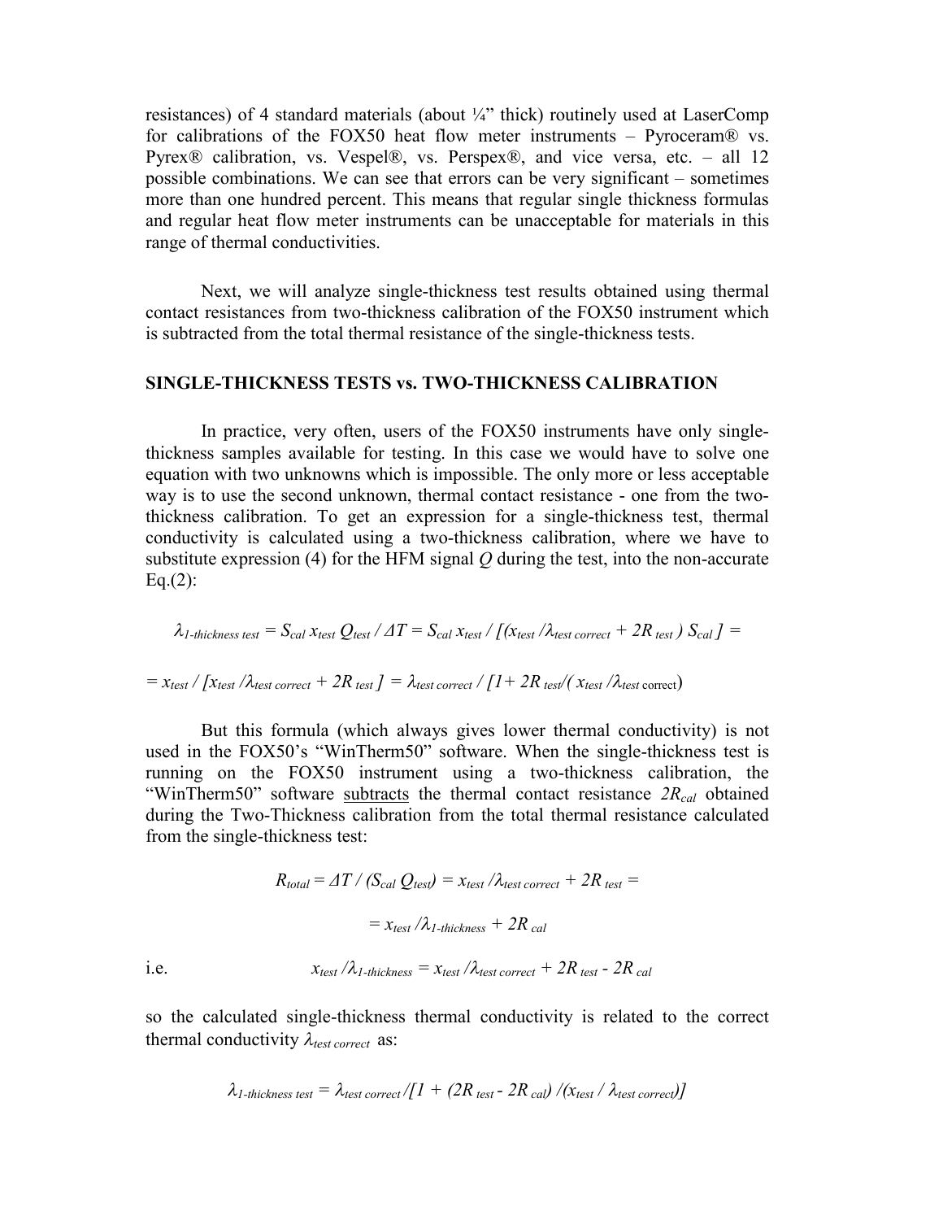resistances) of 4 standard materials (about ¼" thick) routinely used at LaserComp for calibrations of the FOX50 heat flow meter instruments – Pyroceram® vs. Pyrex® calibration, vs. Vespel®, vs. Perspex®, and vice versa, etc. – all 12 possible combinations. We can see that errors can be very significant – sometimes more than one hundred percent. This means that regular single thickness formulas and regular heat flow meter instruments can be unacceptable for materials in this range of thermal conductivities.

Next, we will analyze single-thickness test results obtained using thermal contact resistances from two-thickness calibration of the FOX50 instrument which is subtracted from the total thermal resistance of the single-thickness tests.

## SINGLE-THICKNESS TESTS vs. TWO-THICKNESS CALIBRATION

In practice, very often, users of the FOX50 instruments have only single-thickness samples available for testing. In this case we would have to solve one equation with two unknowns which is impossible. The only more or less acceptable way is to use the second unknown, thermal contact resistance - one from the two-thickness calibration. To get an expression for a single-thickness test, thermal conductivity is calculated using a two-thickness calibration, where we have to substitute expression (4) for the HFM signal $Q$ during the test, into the non-accurate Eq.(2):

$$\lambda_{1\text{-}thickness\ test} = S_{cal}\, x_{test}\, Q_{test} / \Delta T = S_{cal}\, x_{test} / [(x_{test} / \lambda_{test\ correct} + 2R_{test})\, S_{cal}] =$$

$$= x_{test} / [x_{test} / \lambda_{test\ correct} + 2R_{test}] = \lambda_{test\ correct} / [1 + 2R_{test} / (x_{test} / \lambda_{test\ correct})]$$

But this formula (which always gives lower thermal conductivity) is not used in the FOX50's "WinTherm50" software. When the single-thickness test is running on the FOX50 instrument using a two-thickness calibration, the "WinTherm50" software <u>subtracts</u> the thermal contact resistance $2R_{cal}$ obtained during the Two-Thickness calibration from the total thermal resistance calculated from the single-thickness test:

$$R_{total} = \Delta T / (S_{cal}\, Q_{test}) = x_{test} / \lambda_{test\ correct} + 2R_{test} =$$

$$= x_{test} / \lambda_{1\text{-}thickness} + 2R_{cal}$$

i.e.

$$x_{test} / \lambda_{1\text{-}thickness} = x_{test} / \lambda_{test\ correct} + 2R_{test} - 2R_{cal}$$

so the calculated single-thickness thermal conductivity is related to the correct thermal conductivity $\lambda_{test\ correct}$ as:

$$\lambda_{1\text{-}thickness\ test} = \lambda_{test\ correct} / [1 + (2R_{test} - 2R_{cal}) / (x_{test} / \lambda_{test\ correct})]$$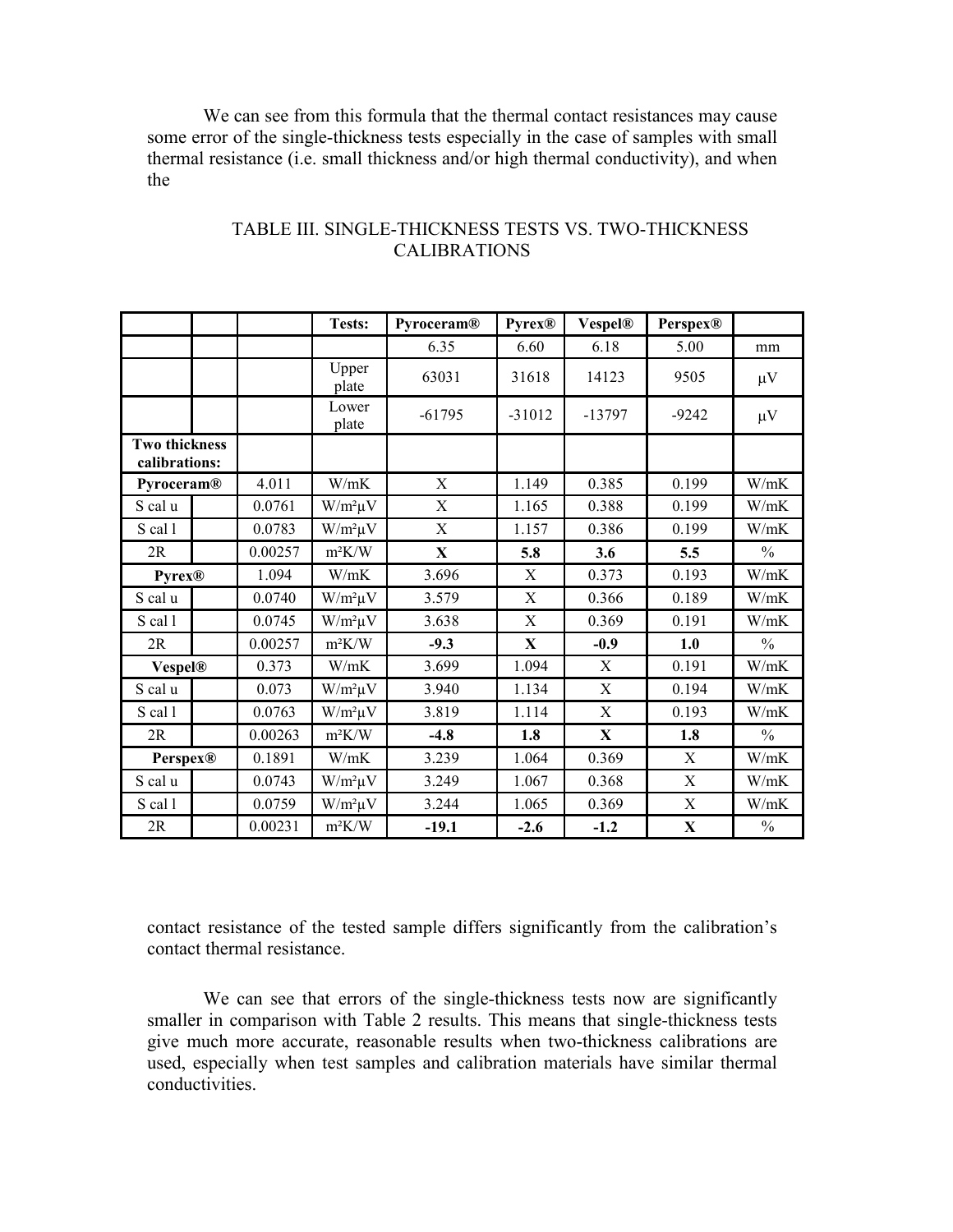We can see from this formula that the thermal contact resistances may cause some error of the single-thickness tests especially in the case of samples with small thermal resistance (i.e. small thickness and/or high thermal conductivity), and when the

TABLE III. SINGLE-THICKNESS TESTS VS. TWO-THICKNESS CALIBRATIONS

| | | | Tests: | Pyroceram® | Pyrex® | Vespel® | Perspex® | |
|---|---|---|---|---|---|---|---|---|
| | | | | 6.35 | 6.60 | 6.18 | 5.00 | mm |
| | | | Upper plate | 63031 | 31618 | 14123 | 9505 | μV |
| | | | Lower plate | -61795 | -31012 | -13797 | -9242 | μV |
| **Two thickness calibrations:** | | | | | | | | |
| **Pyroceram®** | | 4.011 | W/mK | X | 1.149 | 0.385 | 0.199 | W/mK |
| S cal u | | 0.0761 | W/m²μV | X | 1.165 | 0.388 | 0.199 | W/mK |
| S cal l | | 0.0783 | W/m²μV | X | 1.157 | 0.386 | 0.199 | W/mK |
| 2R | | 0.00257 | m²K/W | **X** | **5.8** | **3.6** | **5.5** | % |
| **Pyrex®** | | 1.094 | W/mK | 3.696 | X | 0.373 | 0.193 | W/mK |
| S cal u | | 0.0740 | W/m²μV | 3.579 | X | 0.366 | 0.189 | W/mK |
| S cal l | | 0.0745 | W/m²μV | 3.638 | X | 0.369 | 0.191 | W/mK |
| 2R | | 0.00257 | m²K/W | **-9.3** | **X** | **-0.9** | **1.0** | % |
| **Vespel®** | | 0.373 | W/mK | 3.699 | 1.094 | X | 0.191 | W/mK |
| S cal u | | 0.073 | W/m²μV | 3.940 | 1.134 | X | 0.194 | W/mK |
| S cal l | | 0.0763 | W/m²μV | 3.819 | 1.114 | X | 0.193 | W/mK |
| 2R | | 0.00263 | m²K/W | **-4.8** | **1.8** | **X** | **1.8** | % |
| **Perspex®** | | 0.1891 | W/mK | 3.239 | 1.064 | 0.369 | X | W/mK |
| S cal u | | 0.0743 | W/m²μV | 3.249 | 1.067 | 0.368 | X | W/mK |
| S cal l | | 0.0759 | W/m²μV | 3.244 | 1.065 | 0.369 | X | W/mK |
| 2R | | 0.00231 | m²K/W | **-19.1** | **-2.6** | **-1.2** | **X** | % |

contact resistance of the tested sample differs significantly from the calibration's contact thermal resistance.

We can see that errors of the single-thickness tests now are significantly smaller in comparison with Table 2 results. This means that single-thickness tests give much more accurate, reasonable results when two-thickness calibrations are used, especially when test samples and calibration materials have similar thermal conductivities.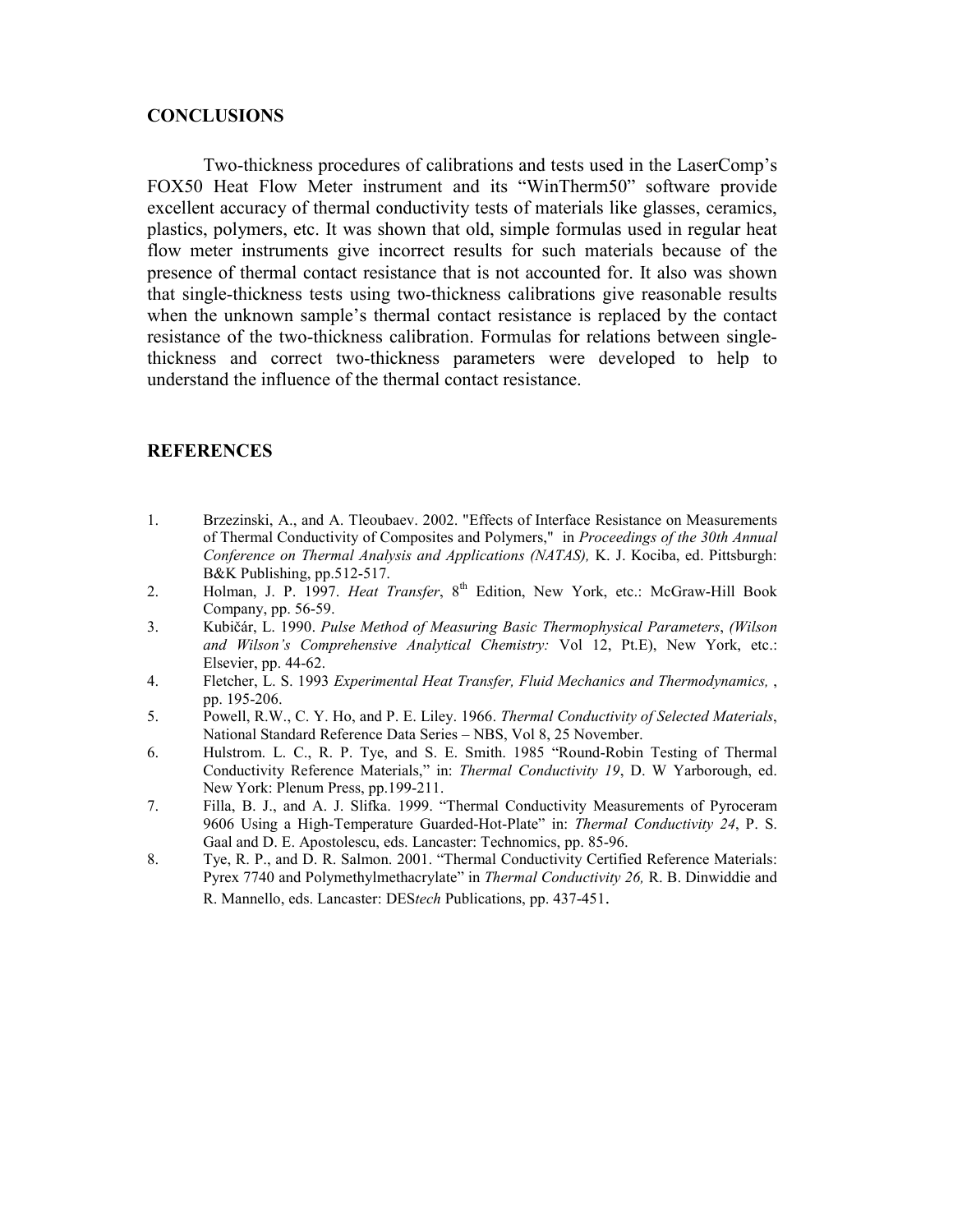## CONCLUSIONS

Two-thickness procedures of calibrations and tests used in the LaserComp's FOX50 Heat Flow Meter instrument and its "WinTherm50" software provide excellent accuracy of thermal conductivity tests of materials like glasses, ceramics, plastics, polymers, etc. It was shown that old, simple formulas used in regular heat flow meter instruments give incorrect results for such materials because of the presence of thermal contact resistance that is not accounted for. It also was shown that single-thickness tests using two-thickness calibrations give reasonable results when the unknown sample's thermal contact resistance is replaced by the contact resistance of the two-thickness calibration. Formulas for relations between single-thickness and correct two-thickness parameters were developed to help to understand the influence of the thermal contact resistance.

## REFERENCES

1. Brzezinski, A., and A. Tleoubaev. 2002. "Effects of Interface Resistance on Measurements of Thermal Conductivity of Composites and Polymers," in *Proceedings of the 30th Annual Conference on Thermal Analysis and Applications (NATAS),* K. J. Kociba, ed. Pittsburgh: B&K Publishing, pp.512-517.
2. Holman, J. P. 1997. *Heat Transfer*, 8th Edition, New York, etc.: McGraw-Hill Book Company, pp. 56-59.
3. Kubičár, L. 1990. *Pulse Method of Measuring Basic Thermophysical Parameters*, *(Wilson and Wilson's Comprehensive Analytical Chemistry:* Vol 12, Pt.E), New York, etc.: Elsevier, pp. 44-62.
4. Fletcher, L. S. 1993 *Experimental Heat Transfer, Fluid Mechanics and Thermodynamics,* , pp. 195-206.
5. Powell, R.W., C. Y. Ho, and P. E. Liley. 1966. *Thermal Conductivity of Selected Materials*, National Standard Reference Data Series – NBS, Vol 8, 25 November.
6. Hulstrom. L. C., R. P. Tye, and S. E. Smith. 1985 "Round-Robin Testing of Thermal Conductivity Reference Materials," in: *Thermal Conductivity 19*, D. W Yarborough, ed. New York: Plenum Press, pp.199-211.
7. Filla, B. J., and A. J. Slifka. 1999. "Thermal Conductivity Measurements of Pyroceram 9606 Using a High-Temperature Guarded-Hot-Plate" in: *Thermal Conductivity 24*, P. S. Gaal and D. E. Apostolescu, eds. Lancaster: Technomics, pp. 85-96.
8. Tye, R. P., and D. R. Salmon. 2001. "Thermal Conductivity Certified Reference Materials: Pyrex 7740 and Polymethylmethacrylate" in *Thermal Conductivity 26,* R. B. Dinwiddie and R. Mannello, eds. Lancaster: DES*tech* Publications, pp. 437-451.